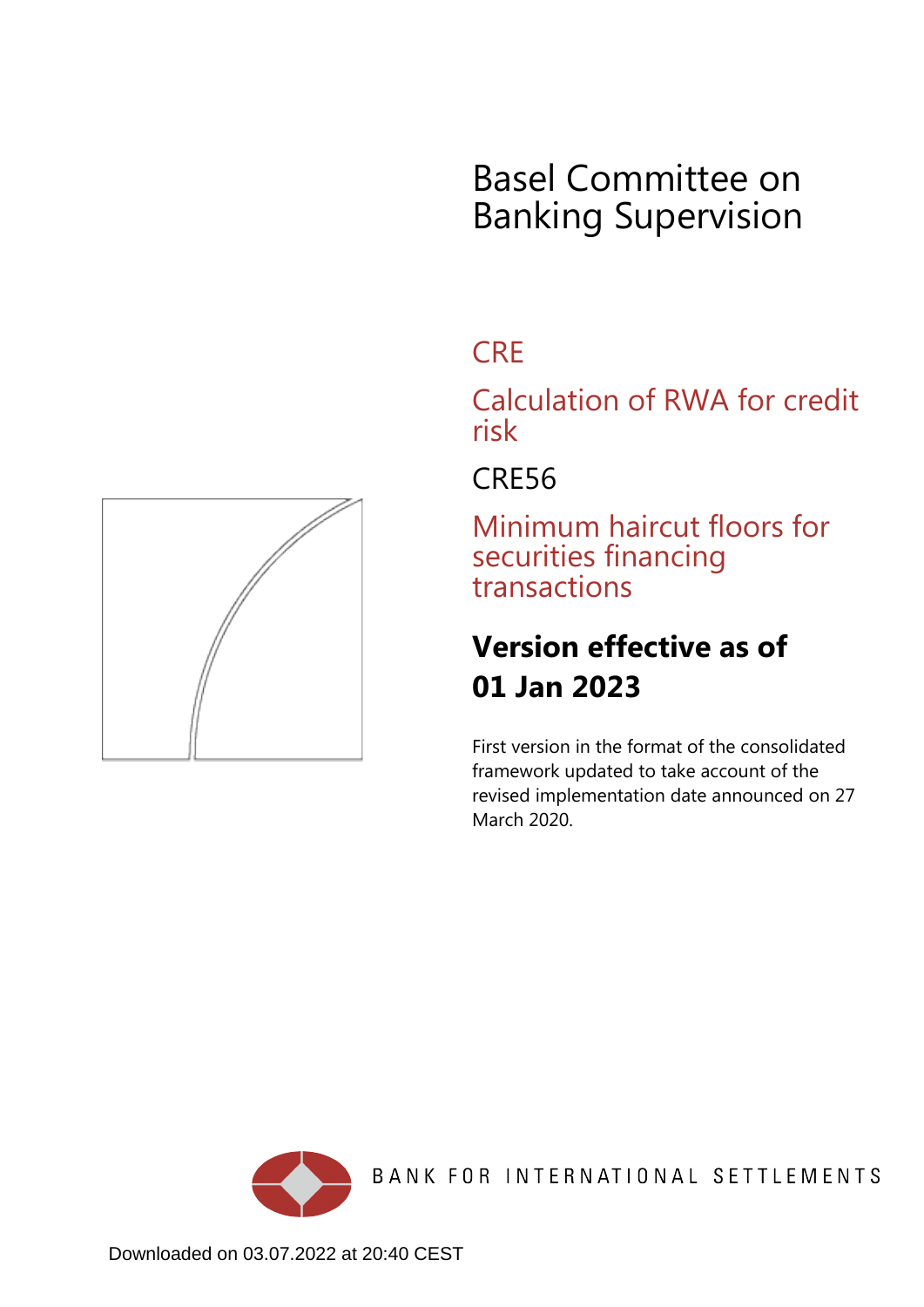# Basel Committee on Banking Supervision

## CRE

## Calculation of RWA for credit risk

## CRE56

## Minimum haircut floors for securities financing transactions

**Version effective as of 01 Jan 2023**

First version in the format of the consolidated framework updated to take account of the revised implementation date announced on 27 March 2020.

BANK FOR INTERNATIONAL SETTLEMENTS

Downloaded on 03.07.2022 at 20:40 CEST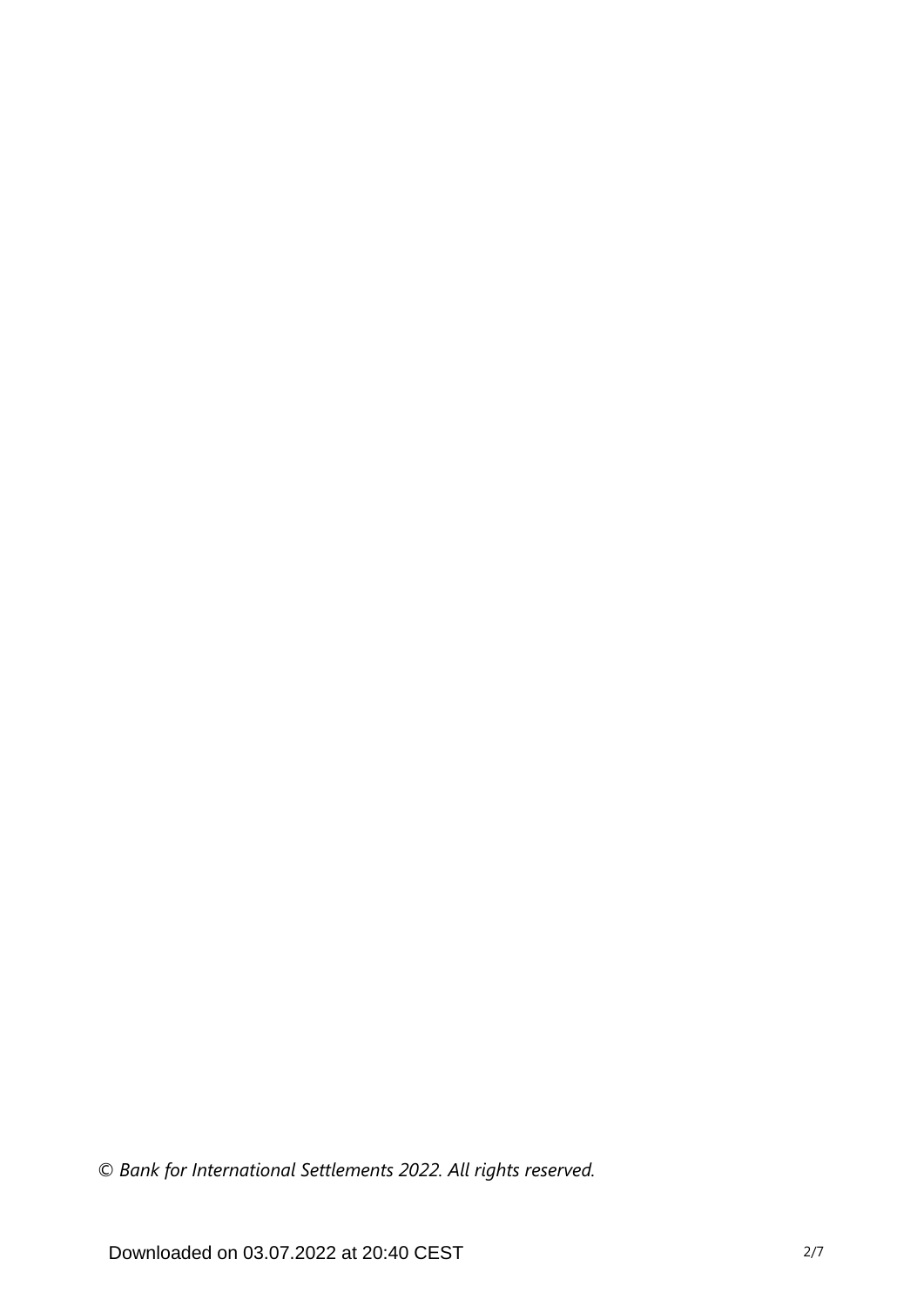*© Bank for International Settlements 2022. All rights reserved.*

Downloaded on 03.07.2022 at 20:40 CEST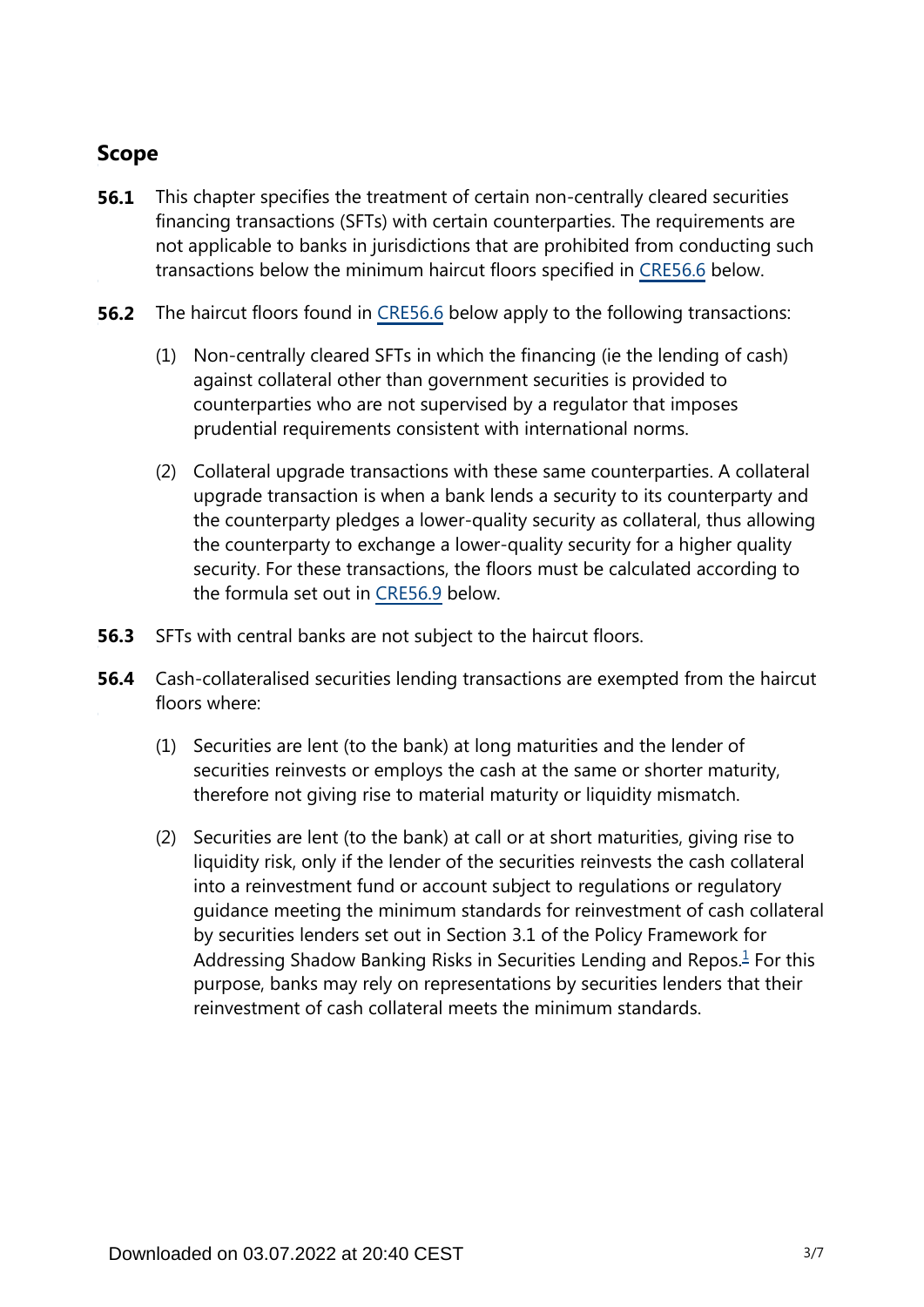## Scope

**56.1** This chapter specifies the treatment of certain non-centrally cleared securities financing transactions (SFTs) with certain counterparties. The requirements are not applicable to banks in jurisdictions that are prohibited from conducting such transactions below the minimum haircut floors specified in CRE56.6 below.

**56.2** The haircut floors found in CRE56.6 below apply to the following transactions:

(1) Non-centrally cleared SFTs in which the financing (ie the lending of cash) against collateral other than government securities is provided to counterparties who are not supervised by a regulator that imposes prudential requirements consistent with international norms.

(2) Collateral upgrade transactions with these same counterparties. A collateral upgrade transaction is when a bank lends a security to its counterparty and the counterparty pledges a lower-quality security as collateral, thus allowing the counterparty to exchange a lower-quality security for a higher quality security. For these transactions, the floors must be calculated according to the formula set out in CRE56.9 below.

**56.3** SFTs with central banks are not subject to the haircut floors.

**56.4** Cash-collateralised securities lending transactions are exempted from the haircut floors where:

(1) Securities are lent (to the bank) at long maturities and the lender of securities reinvests or employs the cash at the same or shorter maturity, therefore not giving rise to material maturity or liquidity mismatch.

(2) Securities are lent (to the bank) at call or at short maturities, giving rise to liquidity risk, only if the lender of the securities reinvests the cash collateral into a reinvestment fund or account subject to regulations or regulatory guidance meeting the minimum standards for reinvestment of cash collateral by securities lenders set out in Section 3.1 of the Policy Framework for Addressing Shadow Banking Risks in Securities Lending and Repos.[1] For this purpose, banks may rely on representations by securities lenders that their reinvestment of cash collateral meets the minimum standards.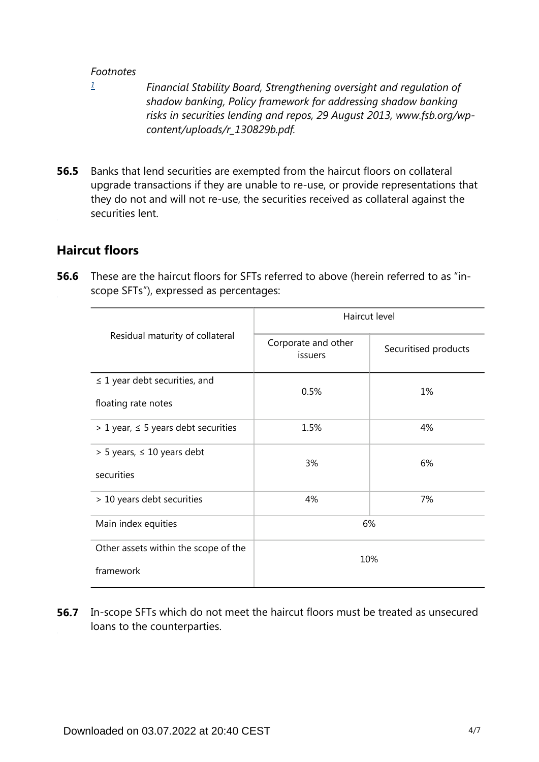*Footnotes*

[1] *Financial Stability Board, Strengthening oversight and regulation of shadow banking, Policy framework for addressing shadow banking risks in securities lending and repos, 29 August 2013, www.fsb.org/wp-content/uploads/r_130829b.pdf.*

**56.5** Banks that lend securities are exempted from the haircut floors on collateral upgrade transactions if they are unable to re-use, or provide representations that they do not and will not re-use, the securities received as collateral against the securities lent.

## Haircut floors

**56.6** These are the haircut floors for SFTs referred to above (herein referred to as "in-scope SFTs"), expressed as percentages:

| Residual maturity of collateral | Haircut level | |
|---|---|---|
| | Corporate and other issuers | Securitised products |
| ≤ 1 year debt securities, and floating rate notes | 0.5% | 1% |
| > 1 year, ≤ 5 years debt securities | 1.5% | 4% |
| > 5 years, ≤ 10 years debt securities | 3% | 6% |
| > 10 years debt securities | 4% | 7% |
| Main index equities | 6% | |
| Other assets within the scope of the framework | 10% | |

**56.7** In-scope SFTs which do not meet the haircut floors must be treated as unsecured loans to the counterparties.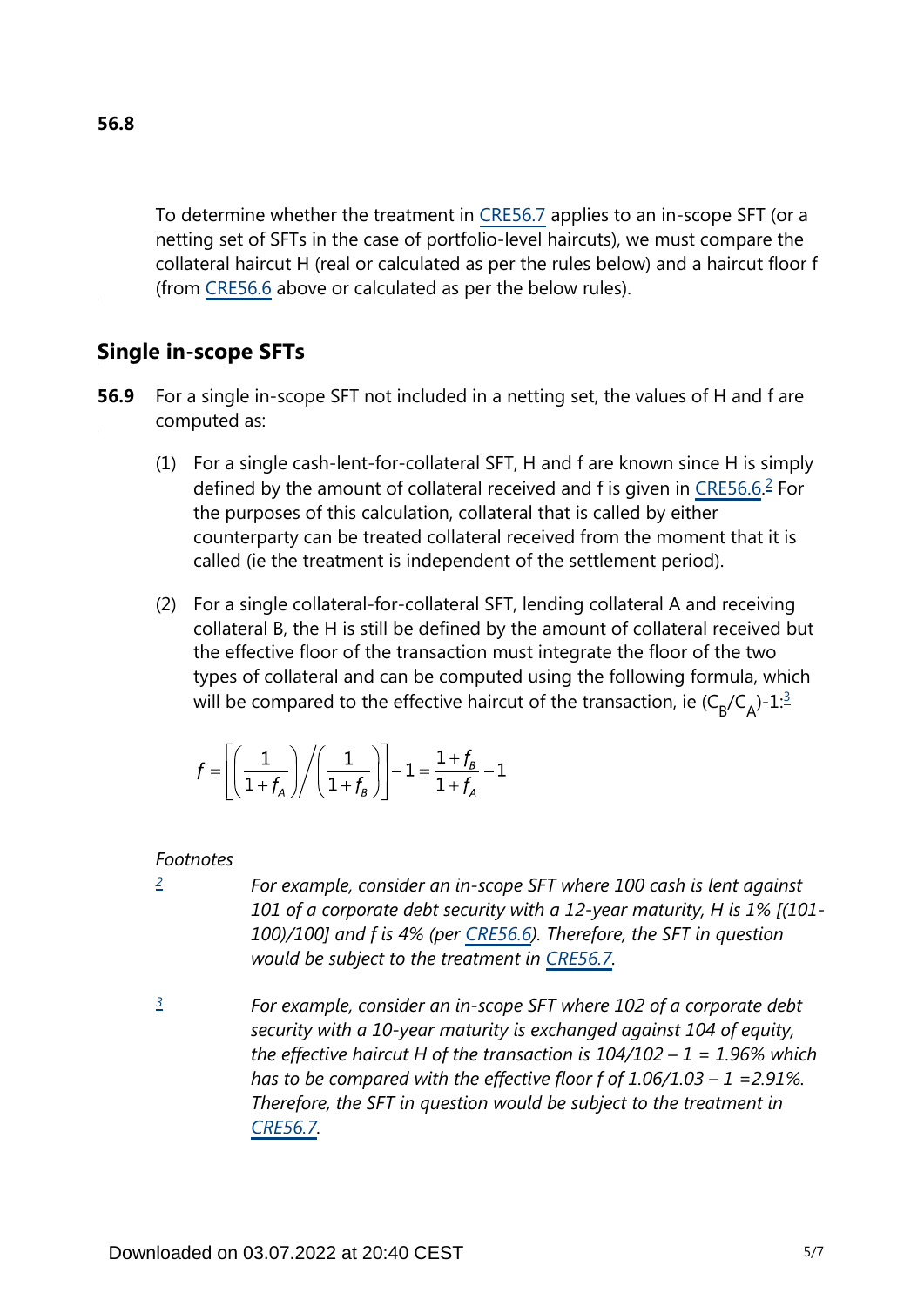**56.8**

To determine whether the treatment in CRE56.7 applies to an in-scope SFT (or a netting set of SFTs in the case of portfolio-level haircuts), we must compare the collateral haircut H (real or calculated as per the rules below) and a haircut floor f (from CRE56.6 above or calculated as per the below rules).

## Single in-scope SFTs

**56.9** For a single in-scope SFT not included in a netting set, the values of H and f are computed as:

(1) For a single cash-lent-for-collateral SFT, H and f are known since H is simply defined by the amount of collateral received and f is given in CRE56.6.[2] For the purposes of this calculation, collateral that is called by either counterparty can be treated collateral received from the moment that it is called (ie the treatment is independent of the settlement period).

(2) For a single collateral-for-collateral SFT, lending collateral A and receiving collateral B, the H is still be defined by the amount of collateral received but the effective floor of the transaction must integrate the floor of the two types of collateral and can be computed using the following formula, which will be compared to the effective haircut of the transaction, ie $(C_B/C_A)$-1:[3]

$$f = \left[\left(\frac{1}{1+f_A}\right)\Big/\left(\frac{1}{1+f_B}\right)\right] - 1 = \frac{1+f_B}{1+f_A} - 1$$

*Footnotes*

[2] *For example, consider an in-scope SFT where 100 cash is lent against 101 of a corporate debt security with a 12-year maturity, H is 1% [(101-100)/100] and f is 4% (per CRE56.6). Therefore, the SFT in question would be subject to the treatment in CRE56.7.*

[3] *For example, consider an in-scope SFT where 102 of a corporate debt security with a 10-year maturity is exchanged against 104 of equity, the effective haircut H of the transaction is 104/102 – 1 = 1.96% which has to be compared with the effective floor f of 1.06/1.03 – 1 =2.91%. Therefore, the SFT in question would be subject to the treatment in CRE56.7.*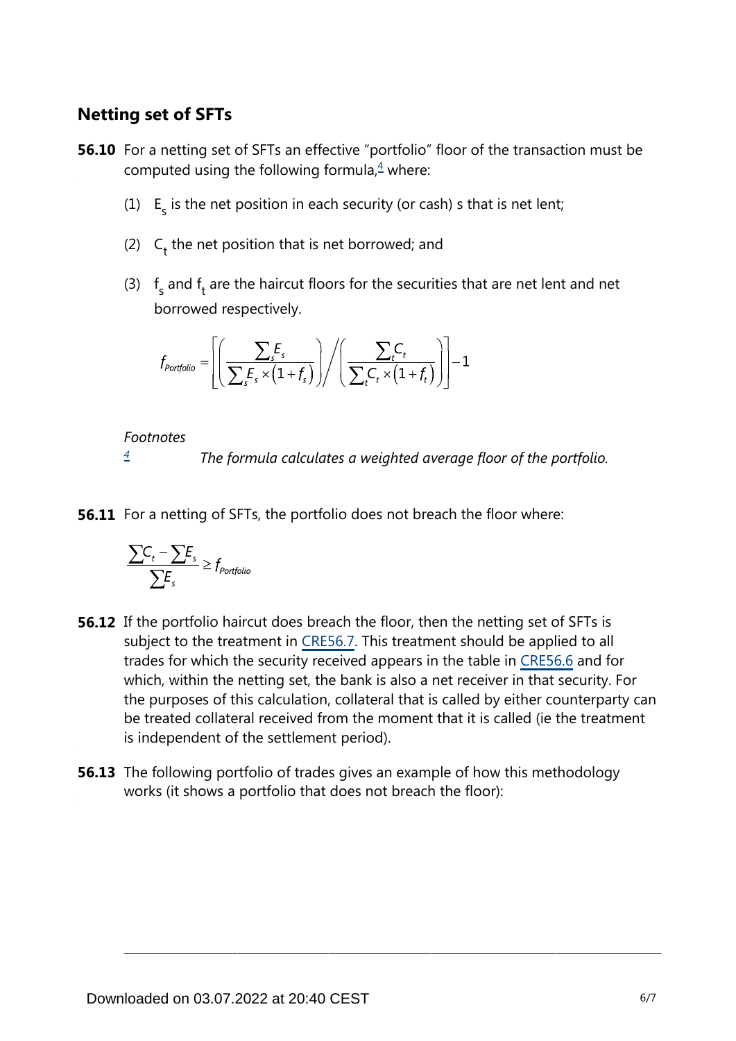## Netting set of SFTs

**56.10** For a netting set of SFTs an effective "portfolio" floor of the transaction must be computed using the following formula,[4] where:

(1) $E_s$ is the net position in each security (or cash) s that is net lent;

(2) $C_t$ the net position that is net borrowed; and

(3) $f_s$ and $f_t$ are the haircut floors for the securities that are net lent and net borrowed respectively.

$$f_{Portfolio} = \left[ \left( \frac{\sum_s E_s}{\sum_s E_s \times (1 + f_s)} \right) \Bigg/ \left( \frac{\sum_t C_t}{\sum_t C_t \times (1 + f_t)} \right) \right] - 1$$

*Footnotes*

[4] *The formula calculates a weighted average floor of the portfolio.*

**56.11** For a netting of SFTs, the portfolio does not breach the floor where:

$$\frac{\sum C_t - \sum E_s}{\sum E_s} \geq f_{Portfolio}$$

**56.12** If the portfolio haircut does breach the floor, then the netting set of SFTs is subject to the treatment in CRE56.7. This treatment should be applied to all trades for which the security received appears in the table in CRE56.6 and for which, within the netting set, the bank is also a net receiver in that security. For the purposes of this calculation, collateral that is called by either counterparty can be treated collateral received from the moment that it is called (ie the treatment is independent of the settlement period).

**56.13** The following portfolio of trades gives an example of how this methodology works (it shows a portfolio that does not breach the floor):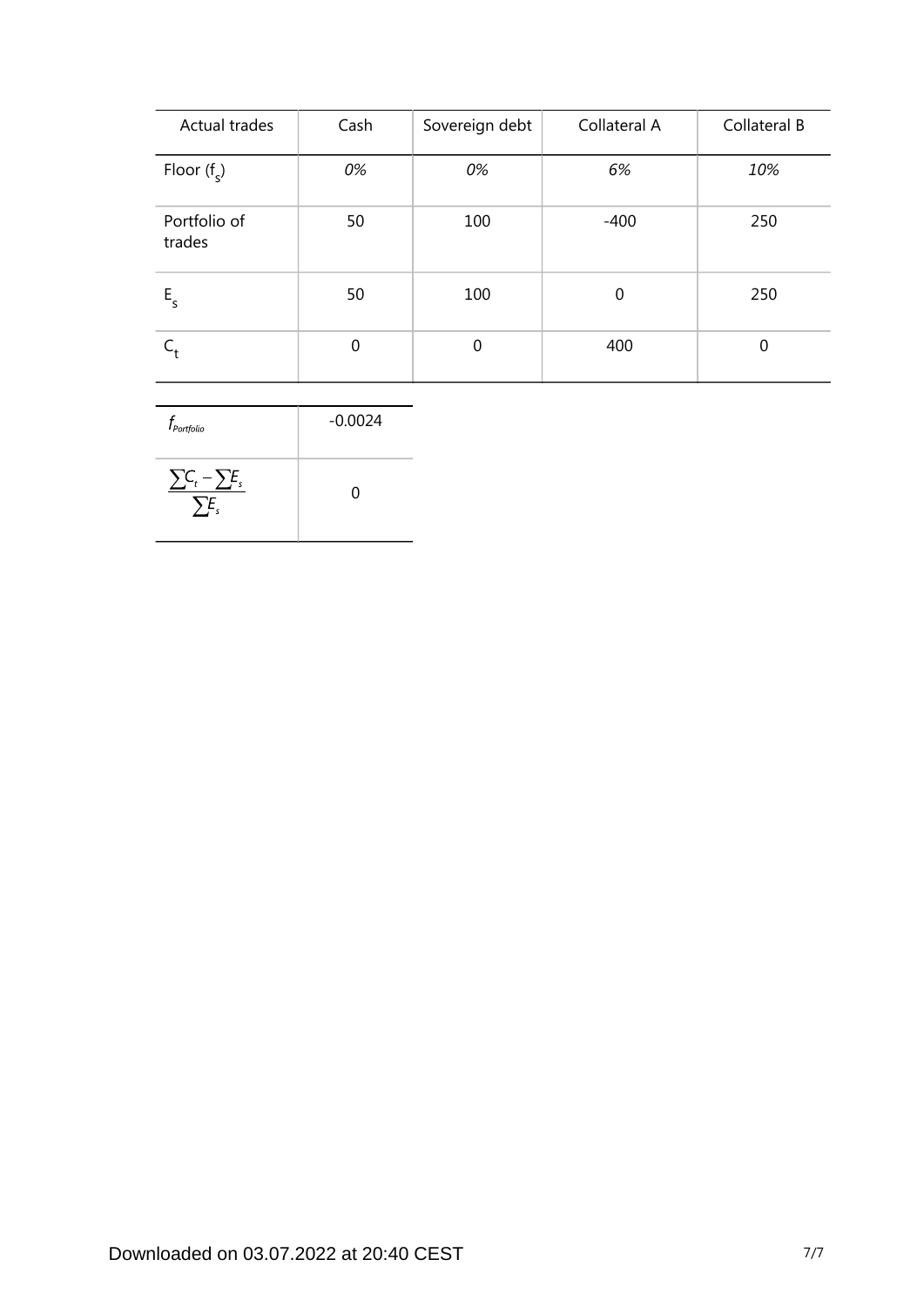| Actual trades | Cash | Sovereign debt | Collateral A | Collateral B |
|---|---|---|---|---|
| Floor ($f_s$) | *0%* | *0%* | *6%* | *10%* |
| Portfolio of trades | 50 | 100 | -400 | 250 |
| $E_s$ | 50 | 100 | 0 | 250 |
| $C_t$ | 0 | 0 | 400 | 0 |

| | |
|---|---|
| $f_{Portfolio}$ | -0.0024 |
| $\frac{\sum C_t - \sum E_s}{\sum E_s}$ | 0 |